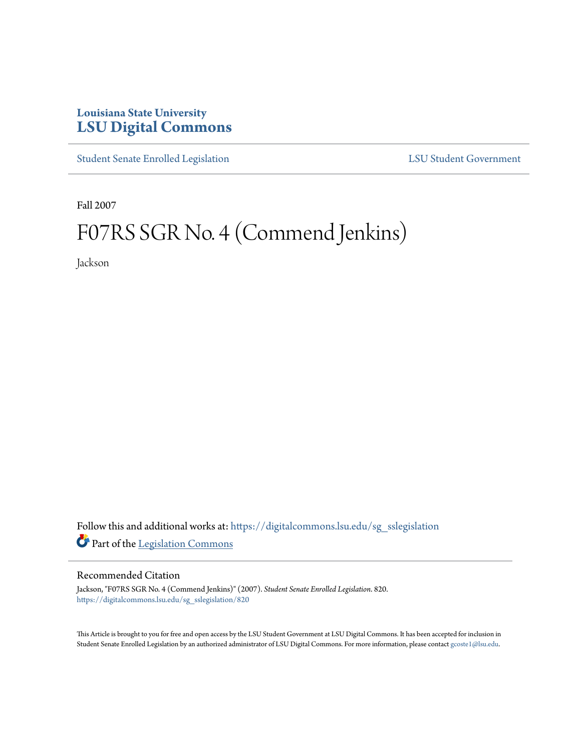Louisiana State University
**LSU Digital Commons**

Student Senate Enrolled Legislation | LSU Student Government

Fall 2007

# F07RS SGR No. 4 (Commend Jenkins)

Jackson

Follow this and additional works at: https://digitalcommons.lsu.edu/sg_sslegislation

Part of the Legislation Commons

## Recommended Citation

Jackson, "F07RS SGR No. 4 (Commend Jenkins)" (2007). *Student Senate Enrolled Legislation*. 820.
https://digitalcommons.lsu.edu/sg_sslegislation/820

This Article is brought to you for free and open access by the LSU Student Government at LSU Digital Commons. It has been accepted for inclusion in Student Senate Enrolled Legislation by an authorized administrator of LSU Digital Commons. For more information, please contact gcoste1@lsu.edu.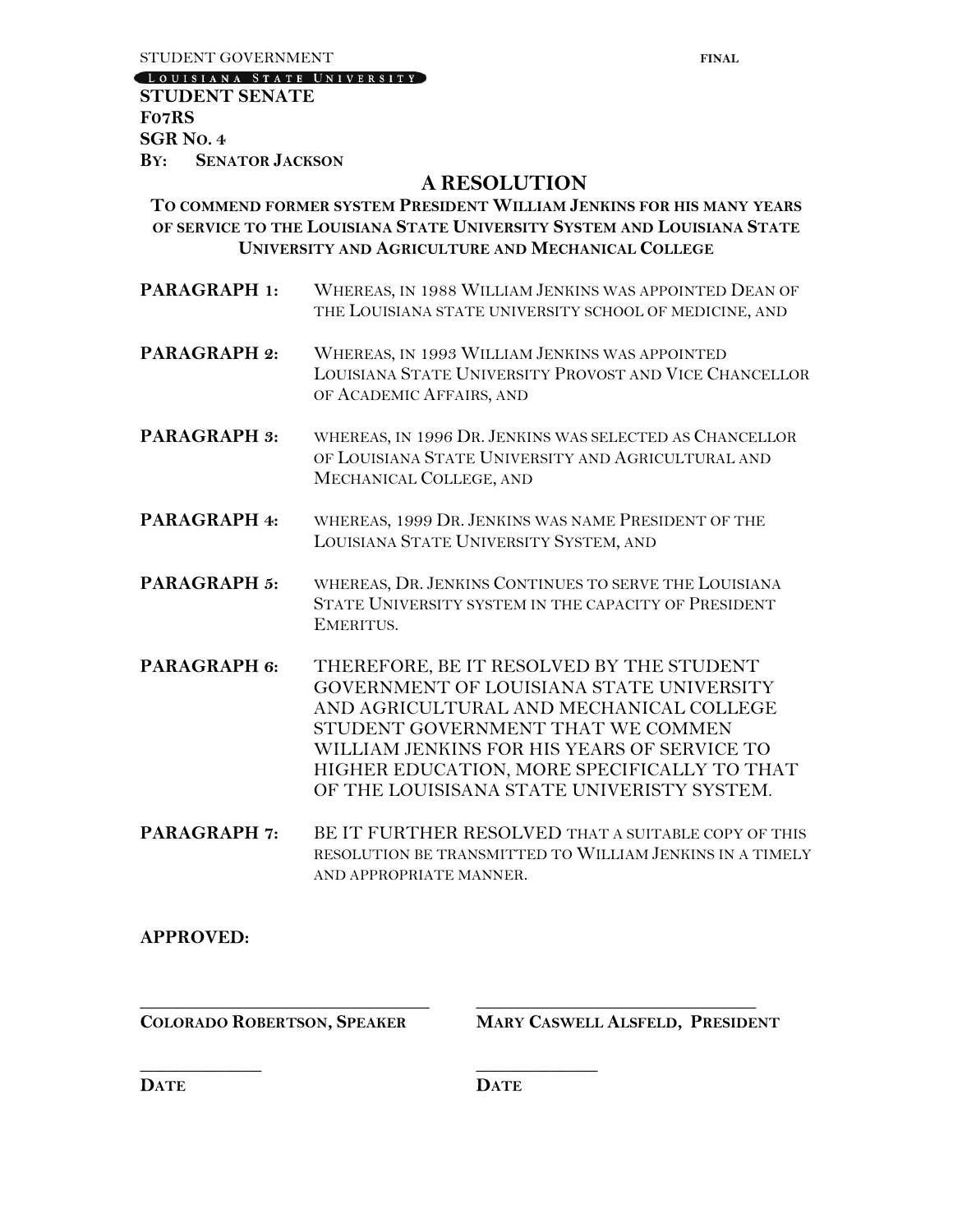STUDENT GOVERNMENT **FINAL**

LOUISIANA STATE UNIVERSITY

**STUDENT SENATE**
**F07RS**
**SGR NO. 4**
**BY: SENATOR JACKSON**

# A RESOLUTION

**TO COMMEND FORMER SYSTEM PRESIDENT WILLIAM JENKINS FOR HIS MANY YEARS OF SERVICE TO THE LOUISIANA STATE UNIVERSITY SYSTEM AND LOUISIANA STATE UNIVERSITY AND AGRICULTURE AND MECHANICAL COLLEGE**

**PARAGRAPH 1:** WHEREAS, IN 1988 WILLIAM JENKINS WAS APPOINTED DEAN OF THE LOUISIANA STATE UNIVERSITY SCHOOL OF MEDICINE, AND

**PARAGRAPH 2:** WHEREAS, IN 1993 WILLIAM JENKINS WAS APPOINTED LOUISIANA STATE UNIVERSITY PROVOST AND VICE CHANCELLOR OF ACADEMIC AFFAIRS, AND

**PARAGRAPH 3:** WHEREAS, IN 1996 DR. JENKINS WAS SELECTED AS CHANCELLOR OF LOUISIANA STATE UNIVERSITY AND AGRICULTURAL AND MECHANICAL COLLEGE, AND

**PARAGRAPH 4:** WHEREAS, 1999 DR. JENKINS WAS NAME PRESIDENT OF THE LOUISIANA STATE UNIVERSITY SYSTEM, AND

**PARAGRAPH 5:** WHEREAS, DR. JENKINS CONTINUES TO SERVE THE LOUISIANA STATE UNIVERSITY SYSTEM IN THE CAPACITY OF PRESIDENT EMERITUS.

**PARAGRAPH 6:** THEREFORE, BE IT RESOLVED BY THE STUDENT GOVERNMENT OF LOUISIANA STATE UNIVERSITY AND AGRICULTURAL AND MECHANICAL COLLEGE STUDENT GOVERNMENT THAT WE COMMEN WILLIAM JENKINS FOR HIS YEARS OF SERVICE TO HIGHER EDUCATION, MORE SPECIFICALLY TO THAT OF THE LOUISISANA STATE UNIVERISTY SYSTEM.

**PARAGRAPH 7:** BE IT FURTHER RESOLVED THAT A SUITABLE COPY OF THIS RESOLUTION BE TRANSMITTED TO WILLIAM JENKINS IN A TIMELY AND APPROPRIATE MANNER.

**APPROVED:**

______________________________ ______________________________
**COLORADO ROBERTSON, SPEAKER** **MARY CASWELL ALSFELD, PRESIDENT**

____________ ____________
**DATE** **DATE**